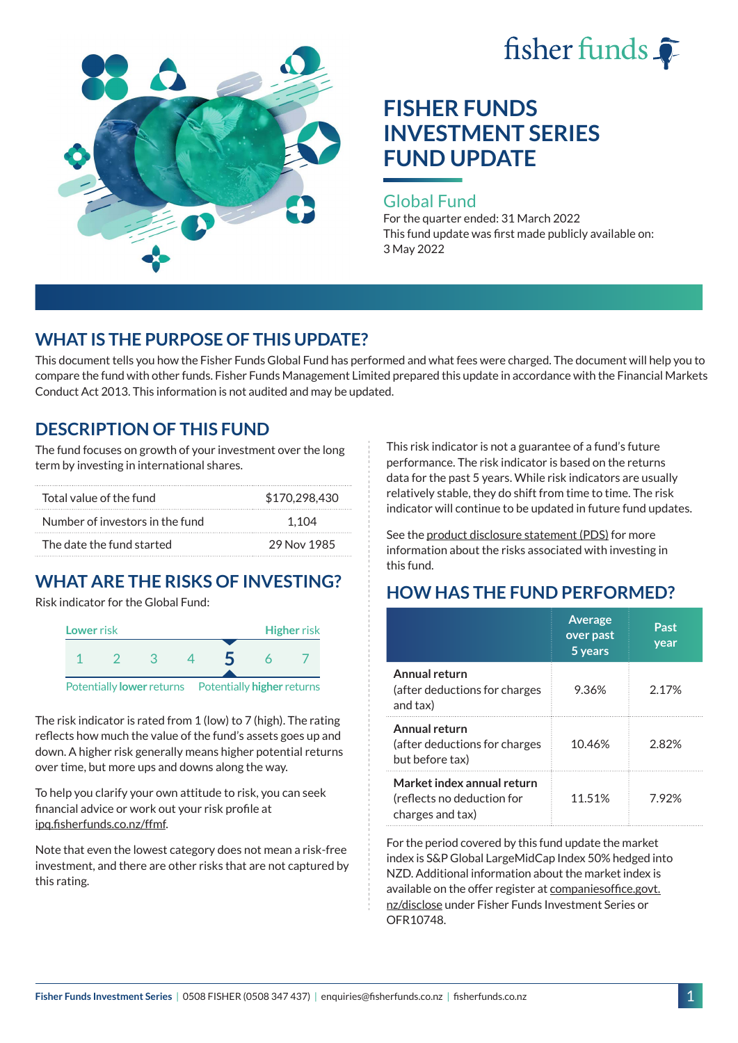fisher funds

# FISHER FUNDS INVESTMENT SERIES FUND UPDATE

## Global Fund

For the quarter ended: 31 March 2022
This fund update was first made publicly available on: 3 May 2022

## WHAT IS THE PURPOSE OF THIS UPDATE?

This document tells you how the Fisher Funds Global Fund has performed and what fees were charged. The document will help you to compare the fund with other funds. Fisher Funds Management Limited prepared this update in accordance with the Financial Markets Conduct Act 2013. This information is not audited and may be updated.

## DESCRIPTION OF THIS FUND

The fund focuses on growth of your investment over the long term by investing in international shares.

| | |
|---|---|
| Total value of the fund | $170,298,430 |
| Number of investors in the fund | 1,104 |
| The date the fund started | 29 Nov 1985 |

## WHAT ARE THE RISKS OF INVESTING?

Risk indicator for the Global Fund:

Lower risk — Higher risk

1 2 3 4 **5** 6 7

Potentially **lower** returns — Potentially **higher** returns

The risk indicator is rated from 1 (low) to 7 (high). The rating reflects how much the value of the fund's assets goes up and down. A higher risk generally means higher potential returns over time, but more ups and downs along the way.

To help you clarify your own attitude to risk, you can seek financial advice or work out your risk profile at ipq.fisherfunds.co.nz/ffmf.

Note that even the lowest category does not mean a risk-free investment, and there are other risks that are not captured by this rating.

This risk indicator is not a guarantee of a fund's future performance. The risk indicator is based on the returns data for the past 5 years. While risk indicators are usually relatively stable, they do shift from time to time. The risk indicator will continue to be updated in future fund updates.

See the product disclosure statement (PDS) for more information about the risks associated with investing in this fund.

## HOW HAS THE FUND PERFORMED?

| | Average over past 5 years | Past year |
|---|---|---|
| **Annual return** (after deductions for charges and tax) | 9.36% | 2.17% |
| **Annual return** (after deductions for charges but before tax) | 10.46% | 2.82% |
| **Market index annual return** (reflects no deduction for charges and tax) | 11.51% | 7.92% |

For the period covered by this fund update the market index is S&P Global LargeMidCap Index 50% hedged into NZD. Additional information about the market index is available on the offer register at companiesoffice.govt.nz/disclose under Fisher Funds Investment Series or OFR10748.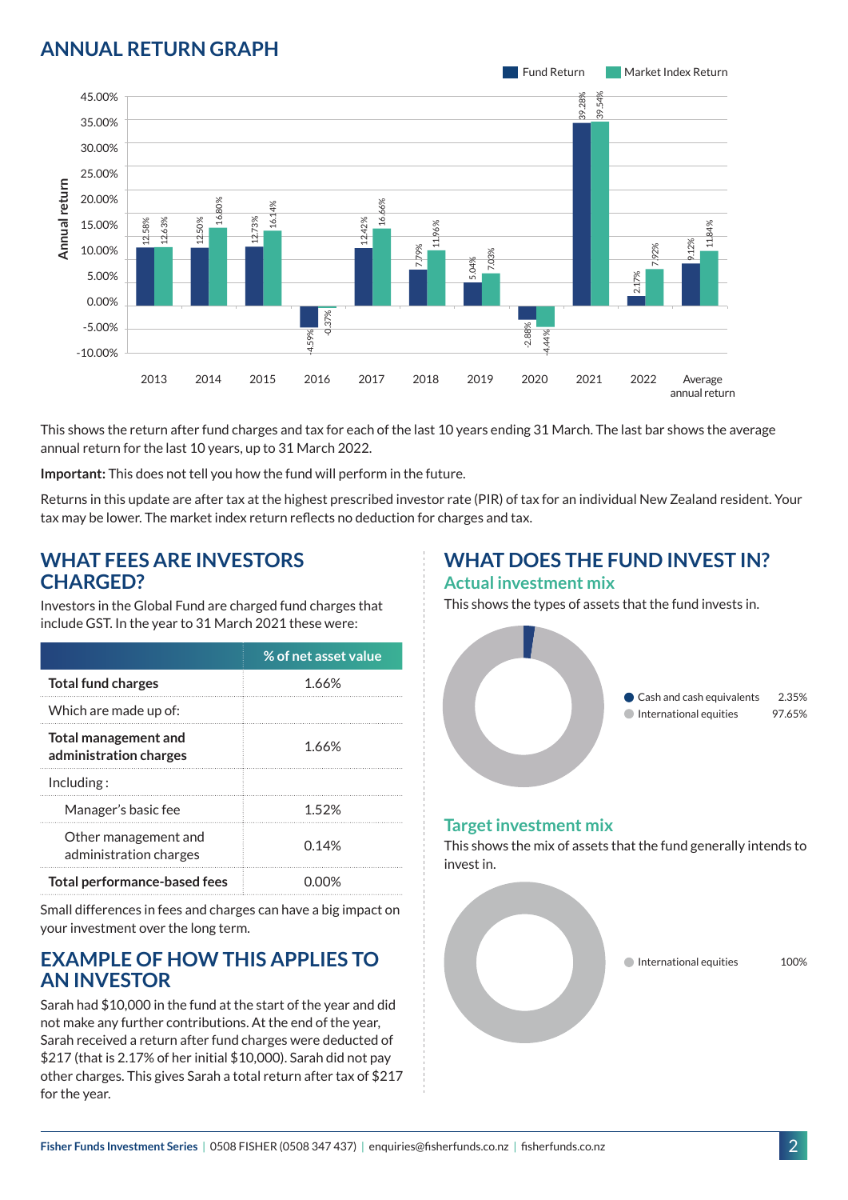## ANNUAL RETURN GRAPH

Fund Return
Market Index Return

Annual return

45.00%
35.00%
30.00%
25.00%
20.00%
15.00%
10.00%
5.00%
0.00%
-5.00%
-10.00%

2013: 12.58% 12.63%
2014: 12.50% 16.80%
2015: 12.73% 16.14%
2016: -4.59% -0.37%
2017: 12.42% 16.66%
2018: 7.79% 11.96%
2019: 5.04% 7.03%
2020: -2.88% -4.44%
2021: 39.28% 39.54%
2022: 2.17% 7.92%
Average annual return: 9.12% 11.84%

This shows the return after fund charges and tax for each of the last 10 years ending 31 March. The last bar shows the average annual return for the last 10 years, up to 31 March 2022.

**Important:** This does not tell you how the fund will perform in the future.

Returns in this update are after tax at the highest prescribed investor rate (PIR) of tax for an individual New Zealand resident. Your tax may be lower. The market index return reflects no deduction for charges and tax.

## WHAT FEES ARE INVESTORS CHARGED?

Investors in the Global Fund are charged fund charges that include GST. In the year to 31 March 2021 these were:

| | % of net asset value |
|---|---|
| **Total fund charges** | 1.66% |
| Which are made up of: | |
| **Total management and administration charges** | 1.66% |
| Including : | |
| Manager's basic fee | 1.52% |
| Other management and administration charges | 0.14% |
| **Total performance-based fees** | 0.00% |

Small differences in fees and charges can have a big impact on your investment over the long term.

## EXAMPLE OF HOW THIS APPLIES TO AN INVESTOR

Sarah had $10,000 in the fund at the start of the year and did not make any further contributions. At the end of the year, Sarah received a return after fund charges were deducted of $217 (that is 2.17% of her initial $10,000). Sarah did not pay other charges. This gives Sarah a total return after tax of $217 for the year.

## WHAT DOES THE FUND INVEST IN?

### Actual investment mix

This shows the types of assets that the fund invests in.

Cash and cash equivalents 2.35%
International equities 97.65%

### Target investment mix

This shows the mix of assets that the fund generally intends to invest in.

International equities 100%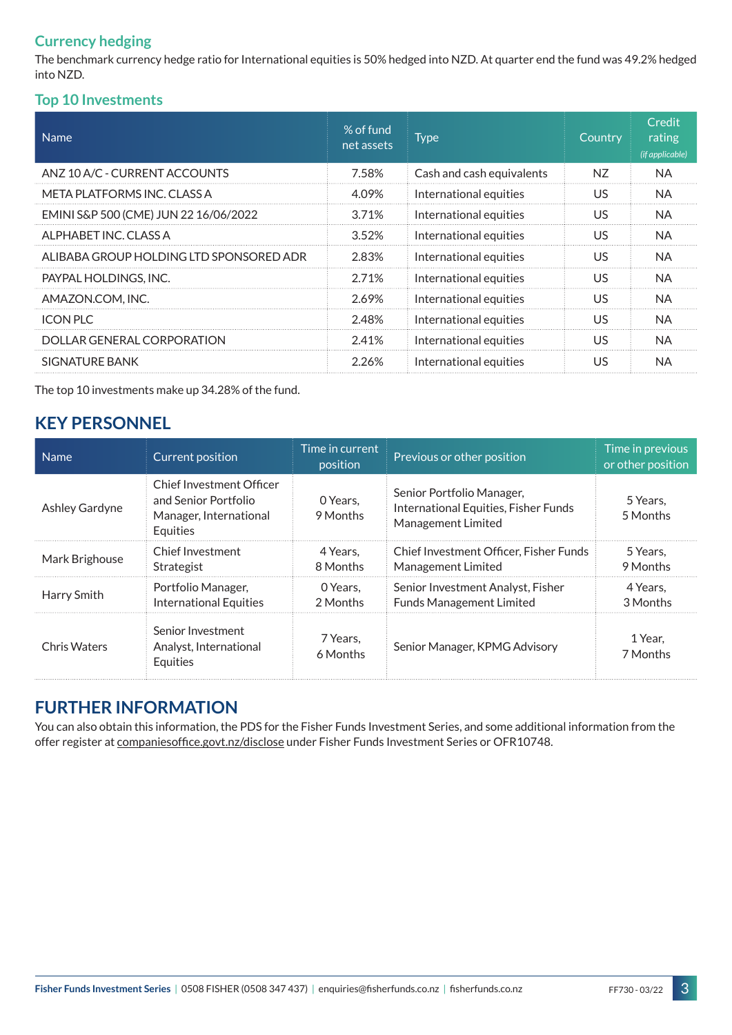## Currency hedging

The benchmark currency hedge ratio for International equities is 50% hedged into NZD. At quarter end the fund was 49.2% hedged into NZD.

## Top 10 Investments

| Name | % of fund net assets | Type | Country | Credit rating *(if applicable)* |
|---|---|---|---|---|
| ANZ 10 A/C - CURRENT ACCOUNTS | 7.58% | Cash and cash equivalents | NZ | NA |
| META PLATFORMS INC. CLASS A | 4.09% | International equities | US | NA |
| EMINI S&P 500 (CME) JUN 22 16/06/2022 | 3.71% | International equities | US | NA |
| ALPHABET INC. CLASS A | 3.52% | International equities | US | NA |
| ALIBABA GROUP HOLDING LTD SPONSORED ADR | 2.83% | International equities | US | NA |
| PAYPAL HOLDINGS, INC. | 2.71% | International equities | US | NA |
| AMAZON.COM, INC. | 2.69% | International equities | US | NA |
| ICON PLC | 2.48% | International equities | US | NA |
| DOLLAR GENERAL CORPORATION | 2.41% | International equities | US | NA |
| SIGNATURE BANK | 2.26% | International equities | US | NA |

The top 10 investments make up 34.28% of the fund.

# KEY PERSONNEL

| Name | Current position | Time in current position | Previous or other position | Time in previous or other position |
|---|---|---|---|---|
| Ashley Gardyne | Chief Investment Officer and Senior Portfolio Manager, International Equities | 0 Years, 9 Months | Senior Portfolio Manager, International Equities, Fisher Funds Management Limited | 5 Years, 5 Months |
| Mark Brighouse | Chief Investment Strategist | 4 Years, 8 Months | Chief Investment Officer, Fisher Funds Management Limited | 5 Years, 9 Months |
| Harry Smith | Portfolio Manager, International Equities | 0 Years, 2 Months | Senior Investment Analyst, Fisher Funds Management Limited | 4 Years, 3 Months |
| Chris Waters | Senior Investment Analyst, International Equities | 7 Years, 6 Months | Senior Manager, KPMG Advisory | 1 Year, 7 Months |

# FURTHER INFORMATION

You can also obtain this information, the PDS for the Fisher Funds Investment Series, and some additional information from the offer register at companiesoffice.govt.nz/disclose under Fisher Funds Investment Series or OFR10748.